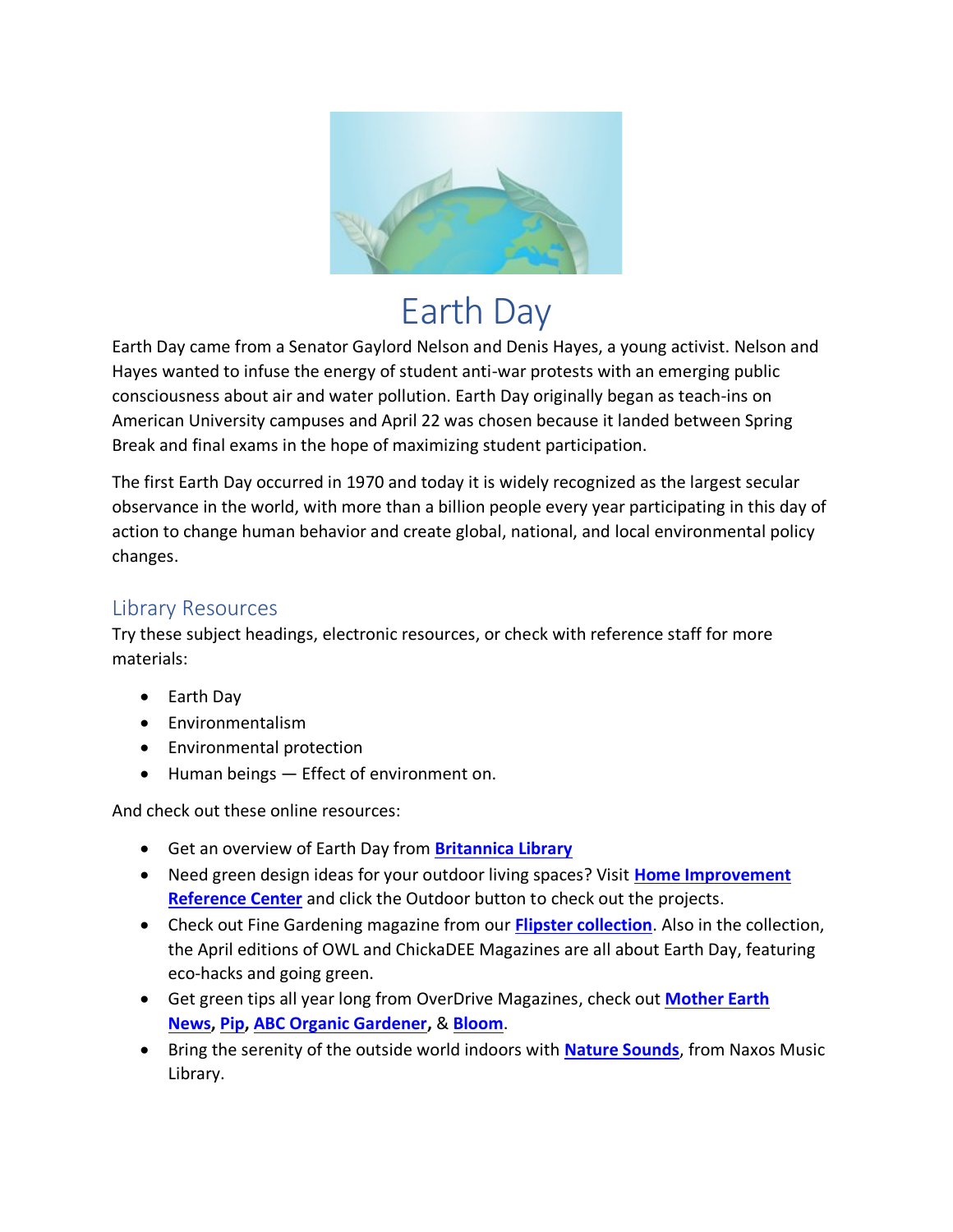# Earth Day

Earth Day came from a Senator Gaylord Nelson and Denis Hayes, a young activist. Nelson and Hayes wanted to infuse the energy of student anti-war protests with an emerging public consciousness about air and water pollution. Earth Day originally began as teach-ins on American University campuses and April 22 was chosen because it landed between Spring Break and final exams in the hope of maximizing student participation.

The first Earth Day occurred in 1970 and today it is widely recognized as the largest secular observance in the world, with more than a billion people every year participating in this day of action to change human behavior and create global, national, and local environmental policy changes.

## Library Resources

Try these subject headings, electronic resources, or check with reference staff for more materials:

- Earth Day
- Environmentalism
- Environmental protection
- Human beings — Effect of environment on.

And check out these online resources:

- Get an overview of Earth Day from **Britannica Library**
- Need green design ideas for your outdoor living spaces? Visit **Home Improvement Reference Center** and click the Outdoor button to check out the projects.
- Check out Fine Gardening magazine from our **Flipster collection**. Also in the collection, the April editions of OWL and ChickaDEE Magazines are all about Earth Day, featuring eco-hacks and going green.
- Get green tips all year long from OverDrive Magazines, check out **Mother Earth News**, **Pip**, **ABC Organic Gardener**, & **Bloom**.
- Bring the serenity of the outside world indoors with **Nature Sounds**, from Naxos Music Library.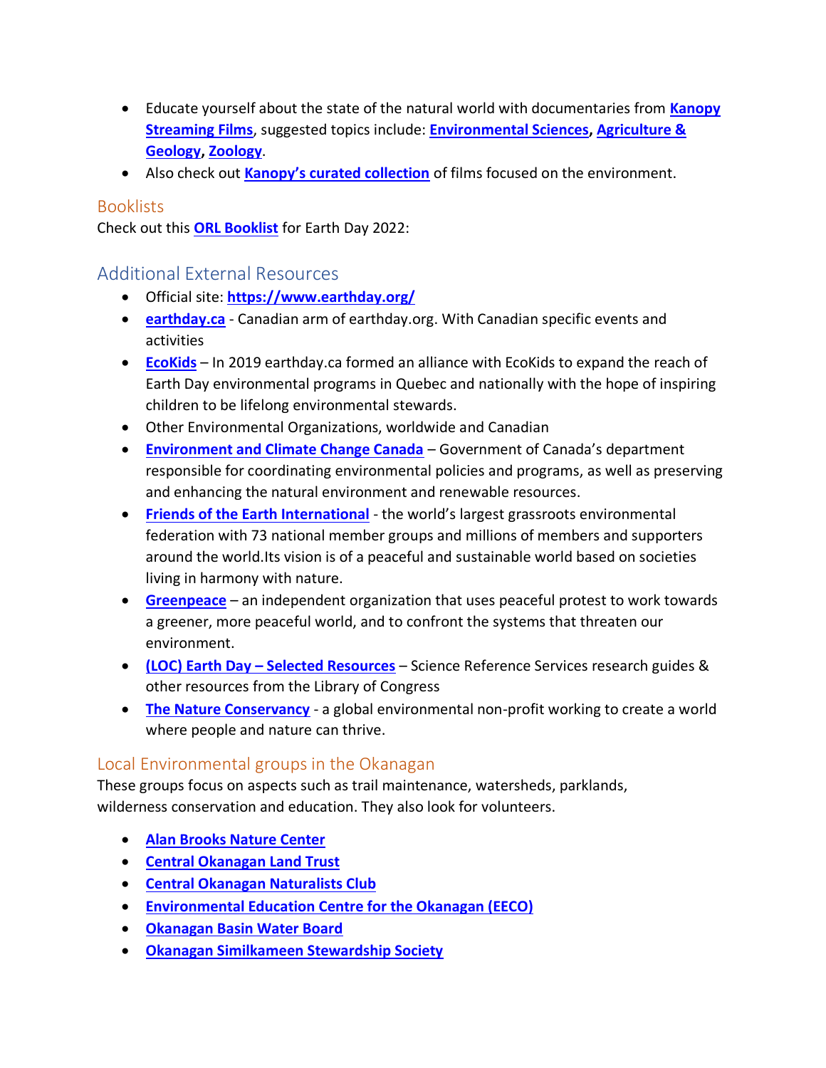- Educate yourself about the state of the natural world with documentaries from **Kanopy Streaming Films**, suggested topics include: **Environmental Sciences**, **Agriculture & Geology**, **Zoology**.
- Also check out **Kanopy's curated collection** of films focused on the environment.

## Booklists

Check out this **ORL Booklist** for Earth Day 2022:

## Additional External Resources

- Official site: **https://www.earthday.org/**
- **earthday.ca** - Canadian arm of earthday.org. With Canadian specific events and activities
- **EcoKids** – In 2019 earthday.ca formed an alliance with EcoKids to expand the reach of Earth Day environmental programs in Quebec and nationally with the hope of inspiring children to be lifelong environmental stewards.
- Other Environmental Organizations, worldwide and Canadian
- **Environment and Climate Change Canada** – Government of Canada's department responsible for coordinating environmental policies and programs, as well as preserving and enhancing the natural environment and renewable resources.
- **Friends of the Earth International** - the world's largest grassroots environmental federation with 73 national member groups and millions of members and supporters around the world.Its vision is of a peaceful and sustainable world based on societies living in harmony with nature.
- **Greenpeace** – an independent organization that uses peaceful protest to work towards a greener, more peaceful world, and to confront the systems that threaten our environment.
- **(LOC) Earth Day – Selected Resources** – Science Reference Services research guides & other resources from the Library of Congress
- **The Nature Conservancy** - a global environmental non-profit working to create a world where people and nature can thrive.

## Local Environmental groups in the Okanagan

These groups focus on aspects such as trail maintenance, watersheds, parklands, wilderness conservation and education. They also look for volunteers.

- **Alan Brooks Nature Center**
- **Central Okanagan Land Trust**
- **Central Okanagan Naturalists Club**
- **Environmental Education Centre for the Okanagan (EECO)**
- **Okanagan Basin Water Board**
- **Okanagan Similkameen Stewardship Society**